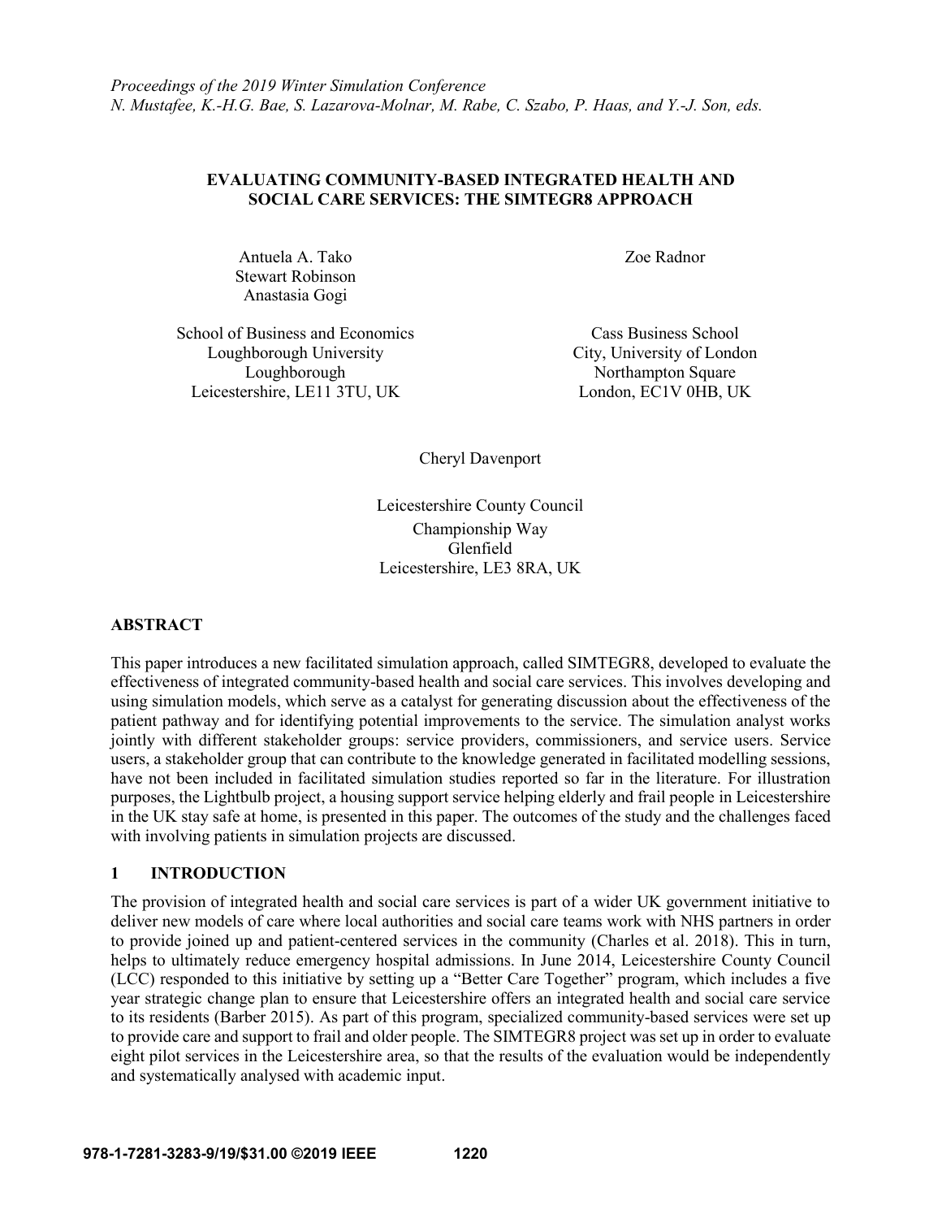*Proceedings of the 2019 Winter Simulation Conference*
*N. Mustafee, K.-H.G. Bae, S. Lazarova-Molnar, M. Rabe, C. Szabo, P. Haas, and Y.-J. Son, eds.*

# EVALUATING COMMUNITY-BASED INTEGRATED HEALTH AND SOCIAL CARE SERVICES: THE SIMTEGR8 APPROACH

Antuela A. Tako
Stewart Robinson
Anastasia Gogi

School of Business and Economics
Loughborough University
Loughborough
Leicestershire, LE11 3TU, UK

Zoe Radnor

Cass Business School
City, University of London
Northampton Square
London, EC1V 0HB, UK

Cheryl Davenport

Leicestershire County Council
Championship Way
Glenfield
Leicestershire, LE3 8RA, UK

## ABSTRACT

This paper introduces a new facilitated simulation approach, called SIMTEGR8, developed to evaluate the effectiveness of integrated community-based health and social care services. This involves developing and using simulation models, which serve as a catalyst for generating discussion about the effectiveness of the patient pathway and for identifying potential improvements to the service. The simulation analyst works jointly with different stakeholder groups: service providers, commissioners, and service users. Service users, a stakeholder group that can contribute to the knowledge generated in facilitated modelling sessions, have not been included in facilitated simulation studies reported so far in the literature. For illustration purposes, the Lightbulb project, a housing support service helping elderly and frail people in Leicestershire in the UK stay safe at home, is presented in this paper. The outcomes of the study and the challenges faced with involving patients in simulation projects are discussed.

## 1 INTRODUCTION

The provision of integrated health and social care services is part of a wider UK government initiative to deliver new models of care where local authorities and social care teams work with NHS partners in order to provide joined up and patient-centered services in the community (Charles et al. 2018). This in turn, helps to ultimately reduce emergency hospital admissions. In June 2014, Leicestershire County Council (LCC) responded to this initiative by setting up a "Better Care Together" program, which includes a five year strategic change plan to ensure that Leicestershire offers an integrated health and social care service to its residents (Barber 2015). As part of this program, specialized community-based services were set up to provide care and support to frail and older people. The SIMTEGR8 project was set up in order to evaluate eight pilot services in the Leicestershire area, so that the results of the evaluation would be independently and systematically analysed with academic input.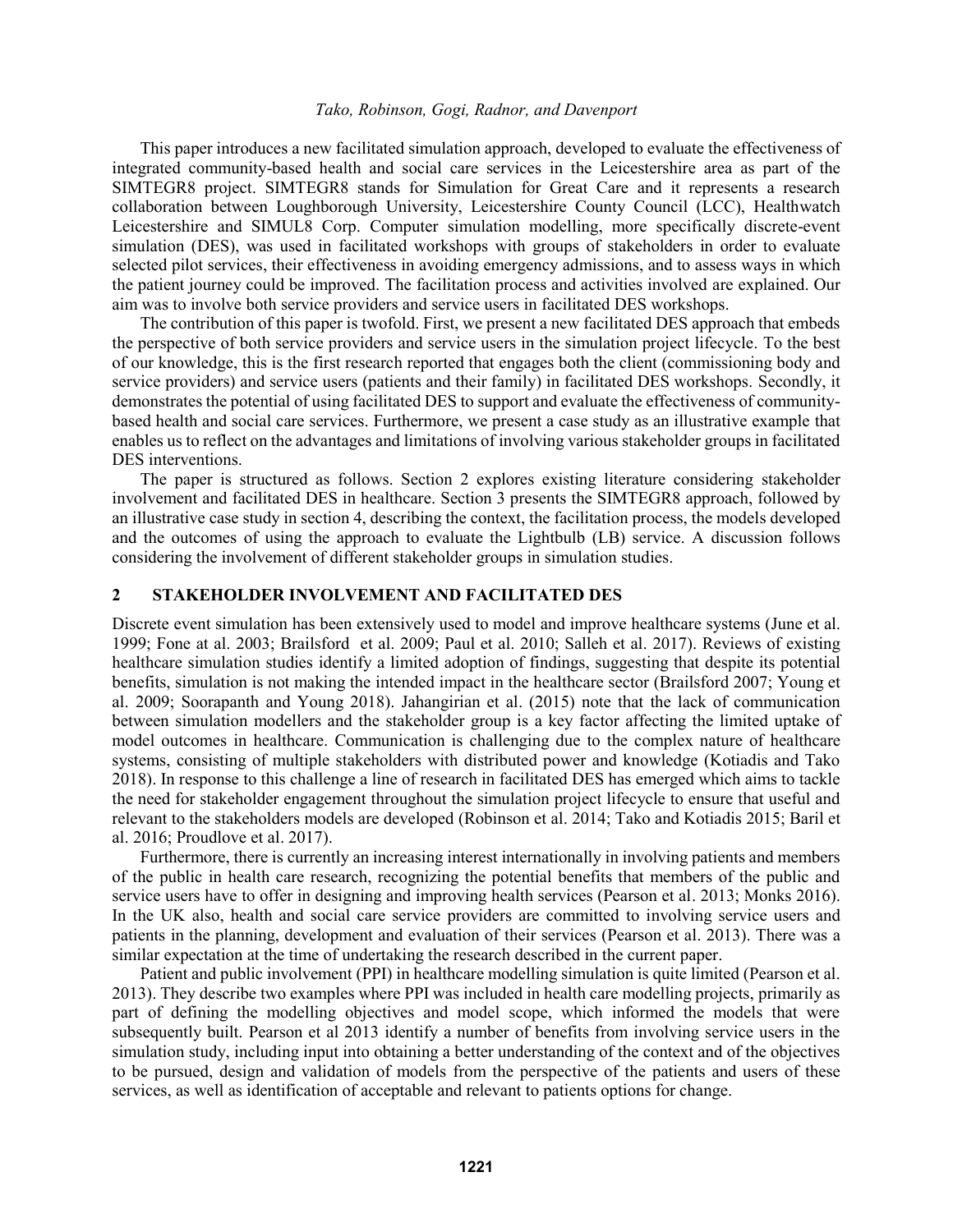This paper introduces a new facilitated simulation approach, developed to evaluate the effectiveness of integrated community-based health and social care services in the Leicestershire area as part of the SIMTEGR8 project. SIMTEGR8 stands for Simulation for Great Care and it represents a research collaboration between Loughborough University, Leicestershire County Council (LCC), Healthwatch Leicestershire and SIMUL8 Corp. Computer simulation modelling, more specifically discrete-event simulation (DES), was used in facilitated workshops with groups of stakeholders in order to evaluate selected pilot services, their effectiveness in avoiding emergency admissions, and to assess ways in which the patient journey could be improved. The facilitation process and activities involved are explained. Our aim was to involve both service providers and service users in facilitated DES workshops.

The contribution of this paper is twofold. First, we present a new facilitated DES approach that embeds the perspective of both service providers and service users in the simulation project lifecycle. To the best of our knowledge, this is the first research reported that engages both the client (commissioning body and service providers) and service users (patients and their family) in facilitated DES workshops. Secondly, it demonstrates the potential of using facilitated DES to support and evaluate the effectiveness of community-based health and social care services. Furthermore, we present a case study as an illustrative example that enables us to reflect on the advantages and limitations of involving various stakeholder groups in facilitated DES interventions.

The paper is structured as follows. Section 2 explores existing literature considering stakeholder involvement and facilitated DES in healthcare. Section 3 presents the SIMTEGR8 approach, followed by an illustrative case study in section 4, describing the context, the facilitation process, the models developed and the outcomes of using the approach to evaluate the Lightbulb (LB) service. A discussion follows considering the involvement of different stakeholder groups in simulation studies.

## 2 STAKEHOLDER INVOLVEMENT AND FACILITATED DES

Discrete event simulation has been extensively used to model and improve healthcare systems (June et al. 1999; Fone at al. 2003; Brailsford et al. 2009; Paul et al. 2010; Salleh et al. 2017). Reviews of existing healthcare simulation studies identify a limited adoption of findings, suggesting that despite its potential benefits, simulation is not making the intended impact in the healthcare sector (Brailsford 2007; Young et al. 2009; Soorapanth and Young 2018). Jahangirian et al. (2015) note that the lack of communication between simulation modellers and the stakeholder group is a key factor affecting the limited uptake of model outcomes in healthcare. Communication is challenging due to the complex nature of healthcare systems, consisting of multiple stakeholders with distributed power and knowledge (Kotiadis and Tako 2018). In response to this challenge a line of research in facilitated DES has emerged which aims to tackle the need for stakeholder engagement throughout the simulation project lifecycle to ensure that useful and relevant to the stakeholders models are developed (Robinson et al. 2014; Tako and Kotiadis 2015; Baril et al. 2016; Proudlove et al. 2017).

Furthermore, there is currently an increasing interest internationally in involving patients and members of the public in health care research, recognizing the potential benefits that members of the public and service users have to offer in designing and improving health services (Pearson et al. 2013; Monks 2016). In the UK also, health and social care service providers are committed to involving service users and patients in the planning, development and evaluation of their services (Pearson et al. 2013). There was a similar expectation at the time of undertaking the research described in the current paper.

Patient and public involvement (PPI) in healthcare modelling simulation is quite limited (Pearson et al. 2013). They describe two examples where PPI was included in health care modelling projects, primarily as part of defining the modelling objectives and model scope, which informed the models that were subsequently built. Pearson et al 2013 identify a number of benefits from involving service users in the simulation study, including input into obtaining a better understanding of the context and of the objectives to be pursued, design and validation of models from the perspective of the patients and users of these services, as well as identification of acceptable and relevant to patients options for change.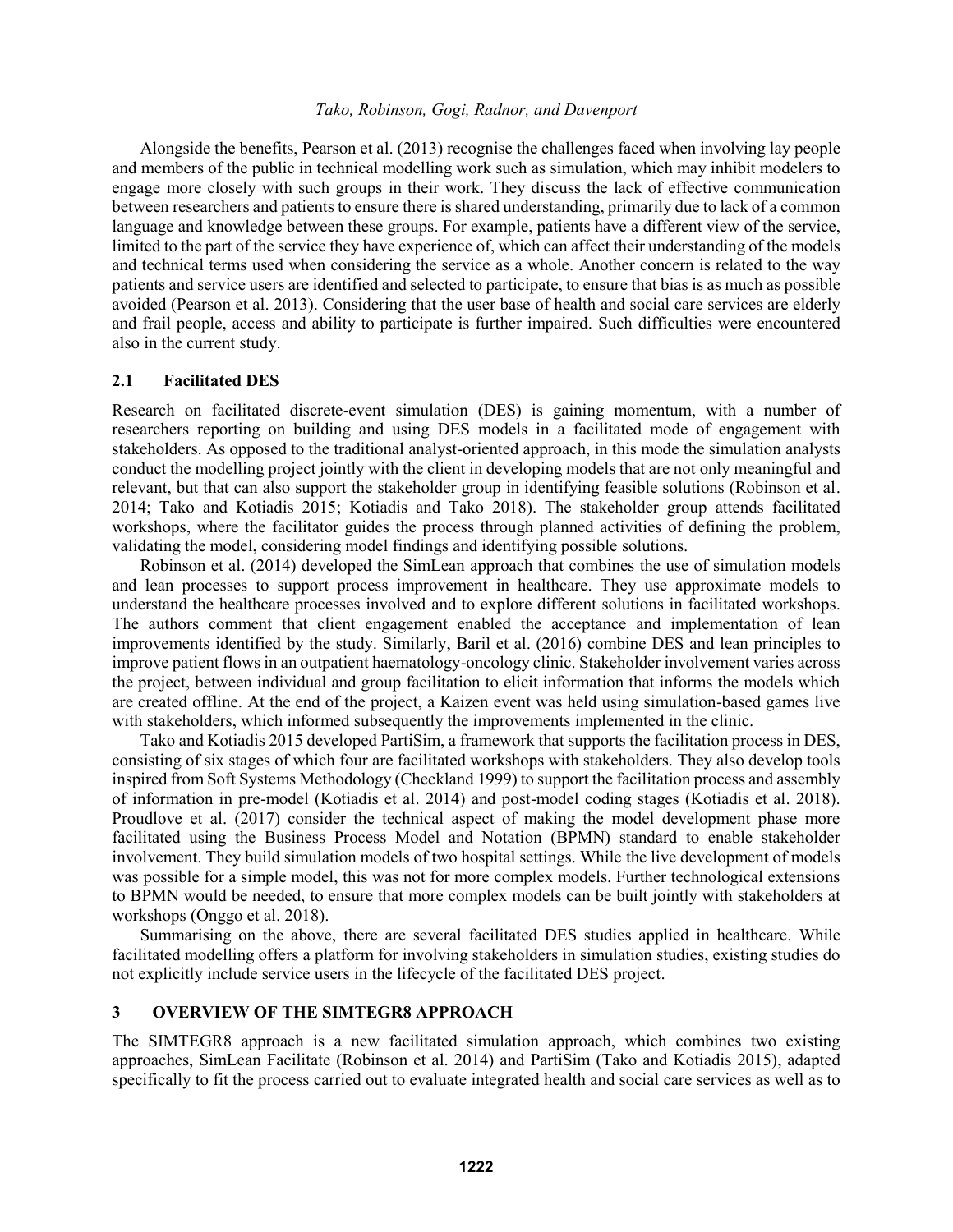Alongside the benefits, Pearson et al. (2013) recognise the challenges faced when involving lay people and members of the public in technical modelling work such as simulation, which may inhibit modelers to engage more closely with such groups in their work. They discuss the lack of effective communication between researchers and patients to ensure there is shared understanding, primarily due to lack of a common language and knowledge between these groups. For example, patients have a different view of the service, limited to the part of the service they have experience of, which can affect their understanding of the models and technical terms used when considering the service as a whole. Another concern is related to the way patients and service users are identified and selected to participate, to ensure that bias is as much as possible avoided (Pearson et al. 2013). Considering that the user base of health and social care services are elderly and frail people, access and ability to participate is further impaired. Such difficulties were encountered also in the current study.

### 2.1 Facilitated DES

Research on facilitated discrete-event simulation (DES) is gaining momentum, with a number of researchers reporting on building and using DES models in a facilitated mode of engagement with stakeholders. As opposed to the traditional analyst-oriented approach, in this mode the simulation analysts conduct the modelling project jointly with the client in developing models that are not only meaningful and relevant, but that can also support the stakeholder group in identifying feasible solutions (Robinson et al. 2014; Tako and Kotiadis 2015; Kotiadis and Tako 2018). The stakeholder group attends facilitated workshops, where the facilitator guides the process through planned activities of defining the problem, validating the model, considering model findings and identifying possible solutions.

Robinson et al. (2014) developed the SimLean approach that combines the use of simulation models and lean processes to support process improvement in healthcare. They use approximate models to understand the healthcare processes involved and to explore different solutions in facilitated workshops. The authors comment that client engagement enabled the acceptance and implementation of lean improvements identified by the study. Similarly, Baril et al. (2016) combine DES and lean principles to improve patient flows in an outpatient haematology-oncology clinic. Stakeholder involvement varies across the project, between individual and group facilitation to elicit information that informs the models which are created offline. At the end of the project, a Kaizen event was held using simulation-based games live with stakeholders, which informed subsequently the improvements implemented in the clinic.

Tako and Kotiadis 2015 developed PartiSim, a framework that supports the facilitation process in DES, consisting of six stages of which four are facilitated workshops with stakeholders. They also develop tools inspired from Soft Systems Methodology (Checkland 1999) to support the facilitation process and assembly of information in pre-model (Kotiadis et al. 2014) and post-model coding stages (Kotiadis et al. 2018). Proudlove et al. (2017) consider the technical aspect of making the model development phase more facilitated using the Business Process Model and Notation (BPMN) standard to enable stakeholder involvement. They build simulation models of two hospital settings. While the live development of models was possible for a simple model, this was not for more complex models. Further technological extensions to BPMN would be needed, to ensure that more complex models can be built jointly with stakeholders at workshops (Onggo et al. 2018).

Summarising on the above, there are several facilitated DES studies applied in healthcare. While facilitated modelling offers a platform for involving stakeholders in simulation studies, existing studies do not explicitly include service users in the lifecycle of the facilitated DES project.

## 3 OVERVIEW OF THE SIMTEGR8 APPROACH

The SIMTEGR8 approach is a new facilitated simulation approach, which combines two existing approaches, SimLean Facilitate (Robinson et al. 2014) and PartiSim (Tako and Kotiadis 2015), adapted specifically to fit the process carried out to evaluate integrated health and social care services as well as to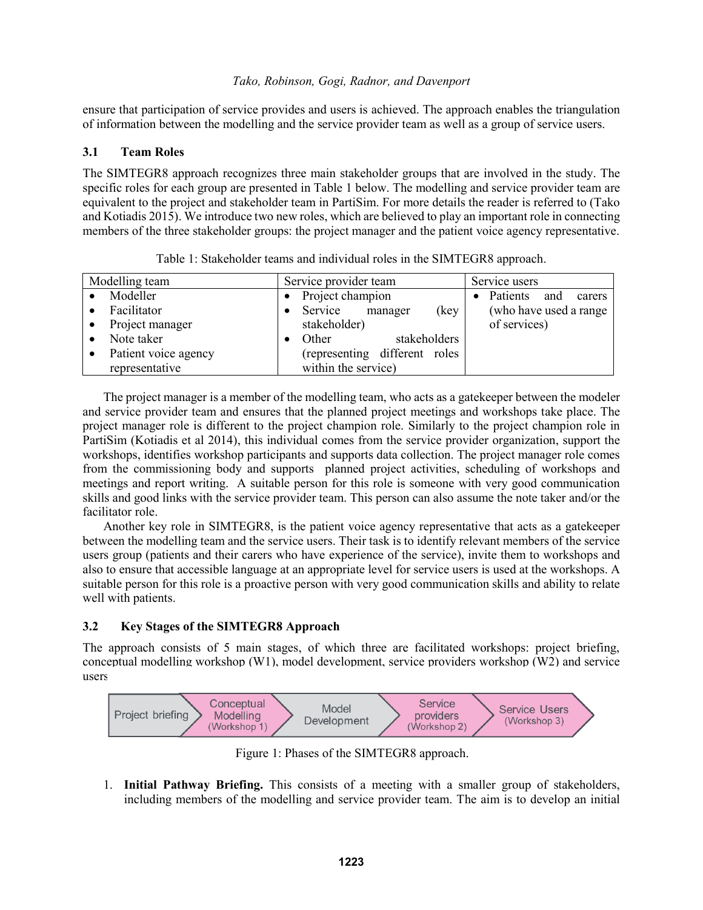ensure that participation of service provides and users is achieved. The approach enables the triangulation of information between the modelling and the service provider team as well as a group of service users.

### 3.1 Team Roles

The SIMTEGR8 approach recognizes three main stakeholder groups that are involved in the study. The specific roles for each group are presented in Table 1 below. The modelling and service provider team are equivalent to the project and stakeholder team in PartiSim. For more details the reader is referred to (Tako and Kotiadis 2015). We introduce two new roles, which are believed to play an important role in connecting members of the three stakeholder groups: the project manager and the patient voice agency representative.

Table 1: Stakeholder teams and individual roles in the SIMTEGR8 approach.

| Modelling team | Service provider team | Service users |
|---|---|---|
| • Modeller<br>• Facilitator<br>• Project manager<br>• Note taker<br>• Patient voice agency representative | • Project champion<br>• Service manager (key stakeholder)<br>• Other stakeholders (representing different roles within the service) | • Patients and carers (who have used a range of services) |

The project manager is a member of the modelling team, who acts as a gatekeeper between the modeler and service provider team and ensures that the planned project meetings and workshops take place. The project manager role is different to the project champion role. Similarly to the project champion role in PartiSim (Kotiadis et al 2014), this individual comes from the service provider organization, support the workshops, identifies workshop participants and supports data collection. The project manager role comes from the commissioning body and supports planned project activities, scheduling of workshops and meetings and report writing. A suitable person for this role is someone with very good communication skills and good links with the service provider team. This person can also assume the note taker and/or the facilitator role.

Another key role in SIMTEGR8, is the patient voice agency representative that acts as a gatekeeper between the modelling team and the service users. Their task is to identify relevant members of the service users group (patients and their carers who have experience of the service), invite them to workshops and also to ensure that accessible language at an appropriate level for service users is used at the workshops. A suitable person for this role is a proactive person with very good communication skills and ability to relate well with patients.

### 3.2 Key Stages of the SIMTEGR8 Approach

The approach consists of 5 main stages, of which three are facilitated workshops: project briefing, conceptual modelling workshop (W1), model development, service providers workshop (W2) and service users

Project briefing → Conceptual Modelling (Workshop 1) → Model Development → Service providers (Workshop 2) → Service Users (Workshop 3)

Figure 1: Phases of the SIMTEGR8 approach.

1. **Initial Pathway Briefing.** This consists of a meeting with a smaller group of stakeholders, including members of the modelling and service provider team. The aim is to develop an initial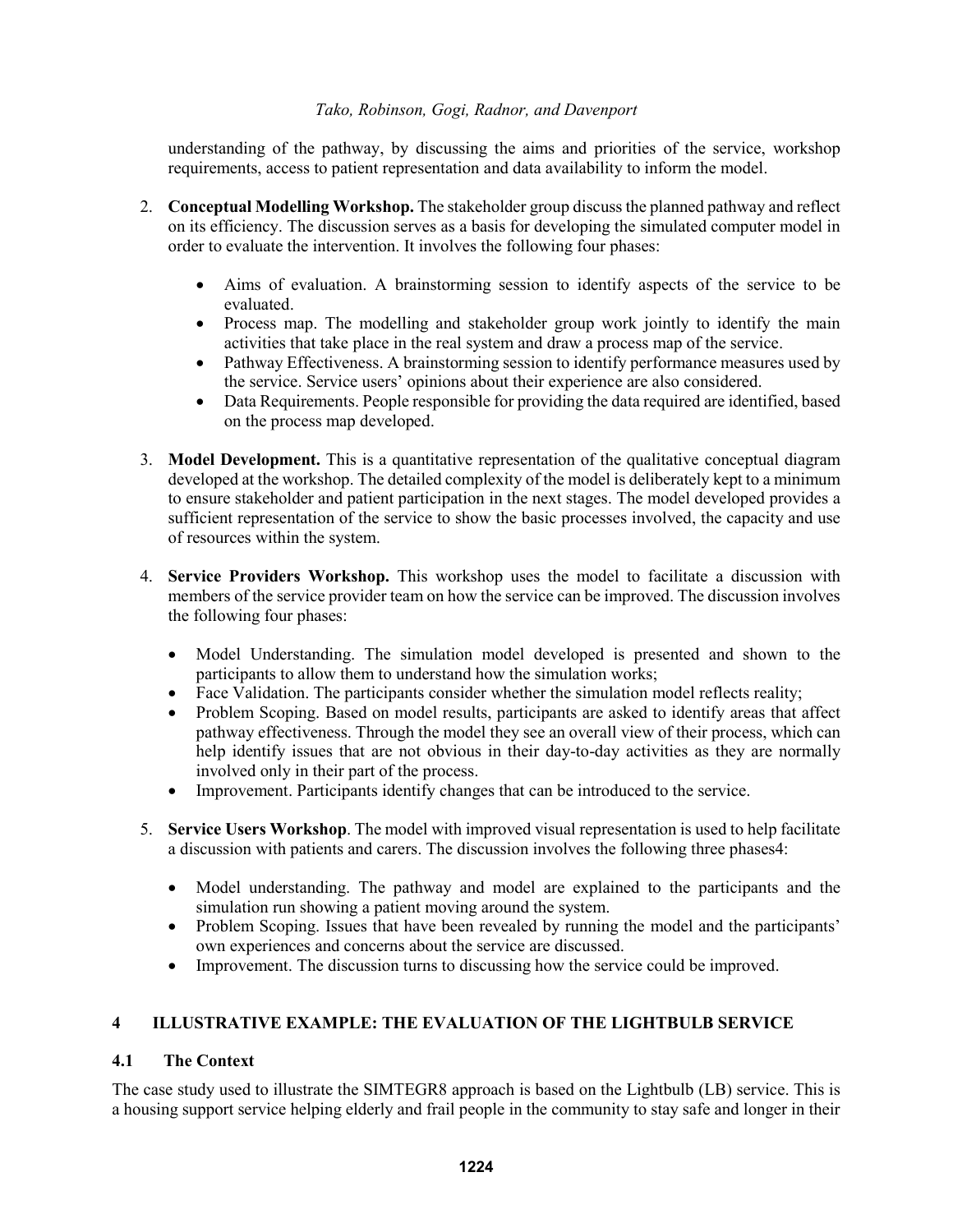understanding of the pathway, by discussing the aims and priorities of the service, workshop requirements, access to patient representation and data availability to inform the model.

2. **Conceptual Modelling Workshop.** The stakeholder group discuss the planned pathway and reflect on its efficiency. The discussion serves as a basis for developing the simulated computer model in order to evaluate the intervention. It involves the following four phases:

    - Aims of evaluation. A brainstorming session to identify aspects of the service to be evaluated.
    - Process map. The modelling and stakeholder group work jointly to identify the main activities that take place in the real system and draw a process map of the service.
    - Pathway Effectiveness. A brainstorming session to identify performance measures used by the service. Service users' opinions about their experience are also considered.
    - Data Requirements. People responsible for providing the data required are identified, based on the process map developed.

3. **Model Development.** This is a quantitative representation of the qualitative conceptual diagram developed at the workshop. The detailed complexity of the model is deliberately kept to a minimum to ensure stakeholder and patient participation in the next stages. The model developed provides a sufficient representation of the service to show the basic processes involved, the capacity and use of resources within the system.

4. **Service Providers Workshop.** This workshop uses the model to facilitate a discussion with members of the service provider team on how the service can be improved. The discussion involves the following four phases:

    - Model Understanding. The simulation model developed is presented and shown to the participants to allow them to understand how the simulation works;
    - Face Validation. The participants consider whether the simulation model reflects reality;
    - Problem Scoping. Based on model results, participants are asked to identify areas that affect pathway effectiveness. Through the model they see an overall view of their process, which can help identify issues that are not obvious in their day-to-day activities as they are normally involved only in their part of the process.
    - Improvement. Participants identify changes that can be introduced to the service.

5. **Service Users Workshop**. The model with improved visual representation is used to help facilitate a discussion with patients and carers. The discussion involves the following three phases4:

    - Model understanding. The pathway and model are explained to the participants and the simulation run showing a patient moving around the system.
    - Problem Scoping. Issues that have been revealed by running the model and the participants' own experiences and concerns about the service are discussed.
    - Improvement. The discussion turns to discussing how the service could be improved.

## 4 ILLUSTRATIVE EXAMPLE: THE EVALUATION OF THE LIGHTBULB SERVICE

### 4.1 The Context

The case study used to illustrate the SIMTEGR8 approach is based on the Lightbulb (LB) service. This is a housing support service helping elderly and frail people in the community to stay safe and longer in their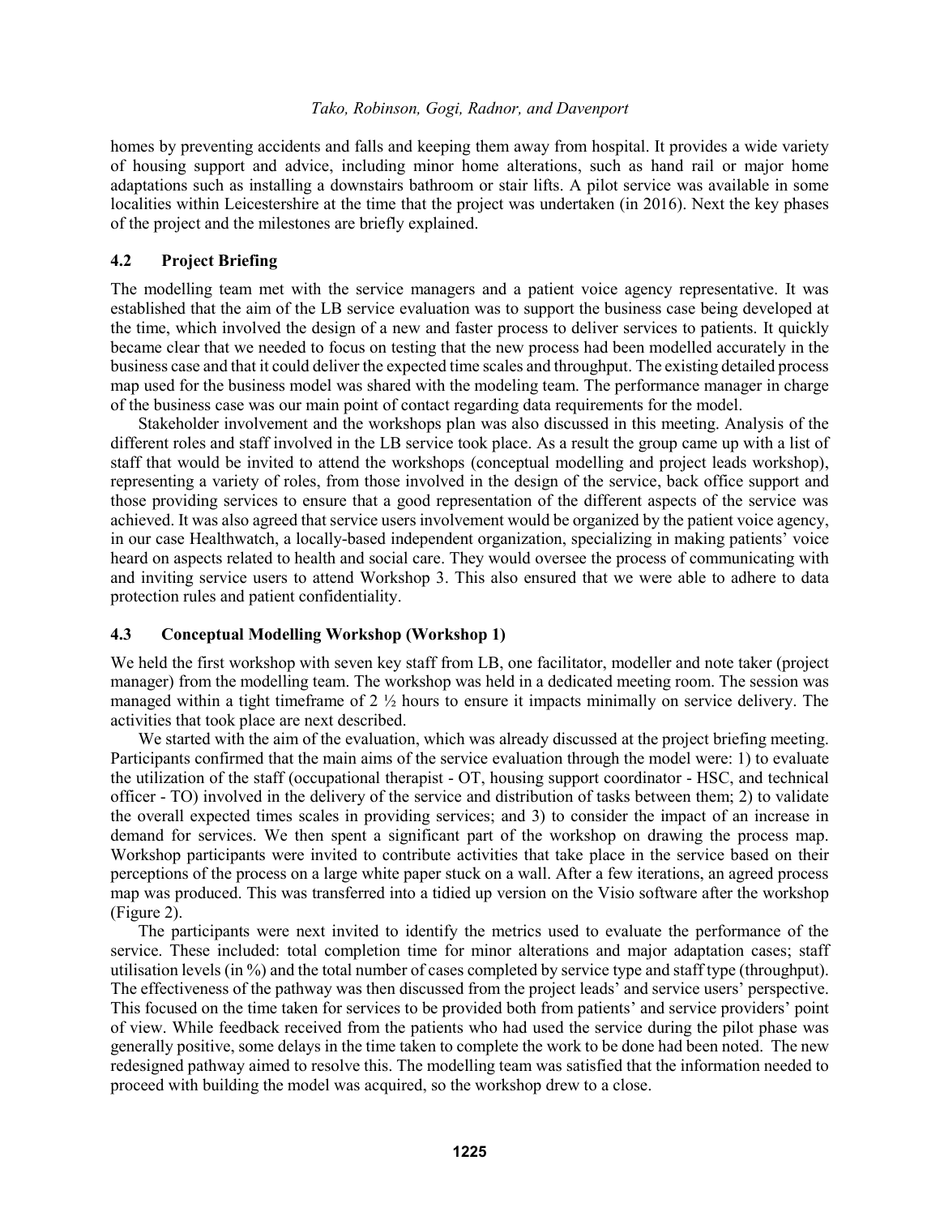homes by preventing accidents and falls and keeping them away from hospital. It provides a wide variety of housing support and advice, including minor home alterations, such as hand rail or major home adaptations such as installing a downstairs bathroom or stair lifts. A pilot service was available in some localities within Leicestershire at the time that the project was undertaken (in 2016). Next the key phases of the project and the milestones are briefly explained.

### 4.2 Project Briefing

The modelling team met with the service managers and a patient voice agency representative. It was established that the aim of the LB service evaluation was to support the business case being developed at the time, which involved the design of a new and faster process to deliver services to patients. It quickly became clear that we needed to focus on testing that the new process had been modelled accurately in the business case and that it could deliver the expected time scales and throughput. The existing detailed process map used for the business model was shared with the modeling team. The performance manager in charge of the business case was our main point of contact regarding data requirements for the model.

Stakeholder involvement and the workshops plan was also discussed in this meeting. Analysis of the different roles and staff involved in the LB service took place. As a result the group came up with a list of staff that would be invited to attend the workshops (conceptual modelling and project leads workshop), representing a variety of roles, from those involved in the design of the service, back office support and those providing services to ensure that a good representation of the different aspects of the service was achieved. It was also agreed that service users involvement would be organized by the patient voice agency, in our case Healthwatch, a locally-based independent organization, specializing in making patients' voice heard on aspects related to health and social care. They would oversee the process of communicating with and inviting service users to attend Workshop 3. This also ensured that we were able to adhere to data protection rules and patient confidentiality.

### 4.3 Conceptual Modelling Workshop (Workshop 1)

We held the first workshop with seven key staff from LB, one facilitator, modeller and note taker (project manager) from the modelling team. The workshop was held in a dedicated meeting room. The session was managed within a tight timeframe of 2 ½ hours to ensure it impacts minimally on service delivery. The activities that took place are next described.

We started with the aim of the evaluation, which was already discussed at the project briefing meeting. Participants confirmed that the main aims of the service evaluation through the model were: 1) to evaluate the utilization of the staff (occupational therapist - OT, housing support coordinator - HSC, and technical officer - TO) involved in the delivery of the service and distribution of tasks between them; 2) to validate the overall expected times scales in providing services; and 3) to consider the impact of an increase in demand for services. We then spent a significant part of the workshop on drawing the process map. Workshop participants were invited to contribute activities that take place in the service based on their perceptions of the process on a large white paper stuck on a wall. After a few iterations, an agreed process map was produced. This was transferred into a tidied up version on the Visio software after the workshop (Figure 2).

The participants were next invited to identify the metrics used to evaluate the performance of the service. These included: total completion time for minor alterations and major adaptation cases; staff utilisation levels (in %) and the total number of cases completed by service type and staff type (throughput). The effectiveness of the pathway was then discussed from the project leads' and service users' perspective. This focused on the time taken for services to be provided both from patients' and service providers' point of view. While feedback received from the patients who had used the service during the pilot phase was generally positive, some delays in the time taken to complete the work to be done had been noted. The new redesigned pathway aimed to resolve this. The modelling team was satisfied that the information needed to proceed with building the model was acquired, so the workshop drew to a close.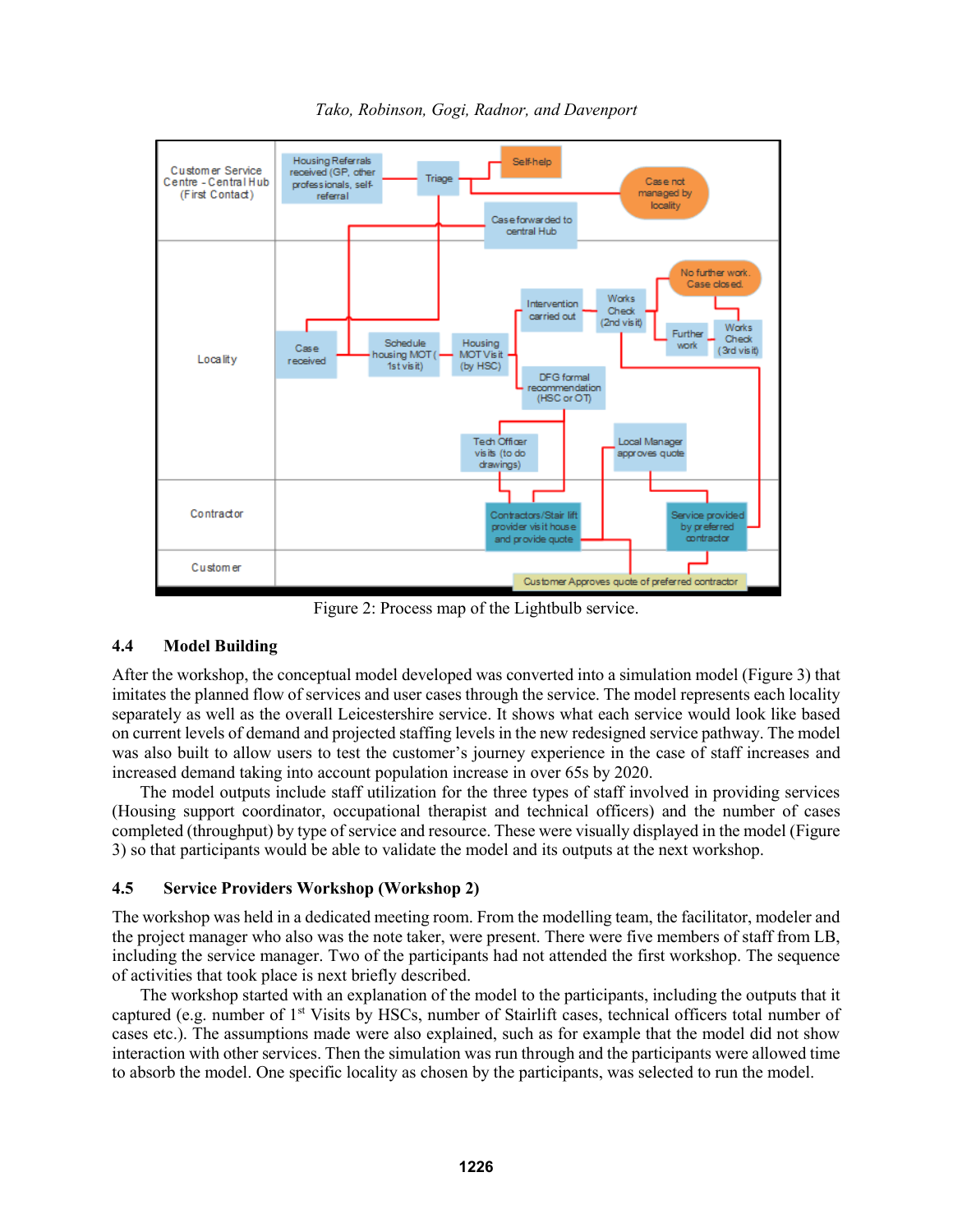Figure 2: Process map of the Lightbulb service.

### 4.4 Model Building

After the workshop, the conceptual model developed was converted into a simulation model (Figure 3) that imitates the planned flow of services and user cases through the service. The model represents each locality separately as well as the overall Leicestershire service. It shows what each service would look like based on current levels of demand and projected staffing levels in the new redesigned service pathway. The model was also built to allow users to test the customer's journey experience in the case of staff increases and increased demand taking into account population increase in over 65s by 2020.

The model outputs include staff utilization for the three types of staff involved in providing services (Housing support coordinator, occupational therapist and technical officers) and the number of cases completed (throughput) by type of service and resource. These were visually displayed in the model (Figure 3) so that participants would be able to validate the model and its outputs at the next workshop.

### 4.5 Service Providers Workshop (Workshop 2)

The workshop was held in a dedicated meeting room. From the modelling team, the facilitator, modeler and the project manager who also was the note taker, were present. There were five members of staff from LB, including the service manager. Two of the participants had not attended the first workshop. The sequence of activities that took place is next briefly described.

The workshop started with an explanation of the model to the participants, including the outputs that it captured (e.g. number of 1st Visits by HSCs, number of Stairlift cases, technical officers total number of cases etc.). The assumptions made were also explained, such as for example that the model did not show interaction with other services. Then the simulation was run through and the participants were allowed time to absorb the model. One specific locality as chosen by the participants, was selected to run the model.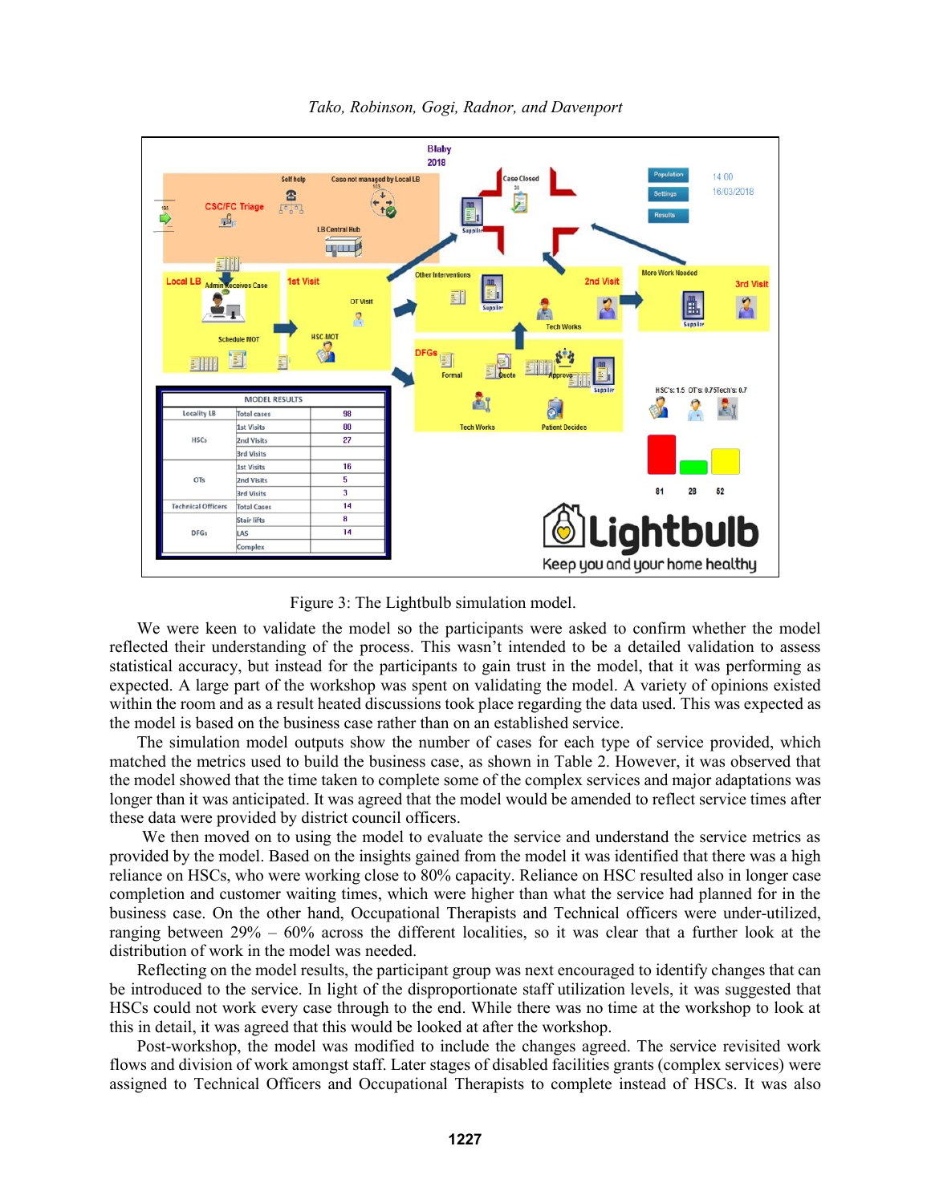Figure 3: The Lightbulb simulation model.

We were keen to validate the model so the participants were asked to confirm whether the model reflected their understanding of the process. This wasn't intended to be a detailed validation to assess statistical accuracy, but instead for the participants to gain trust in the model, that it was performing as expected. A large part of the workshop was spent on validating the model. A variety of opinions existed within the room and as a result heated discussions took place regarding the data used. This was expected as the model is based on the business case rather than on an established service.

The simulation model outputs show the number of cases for each type of service provided, which matched the metrics used to build the business case, as shown in Table 2. However, it was observed that the model showed that the time taken to complete some of the complex services and major adaptations was longer than it was anticipated. It was agreed that the model would be amended to reflect service times after these data were provided by district council officers.

We then moved on to using the model to evaluate the service and understand the service metrics as provided by the model. Based on the insights gained from the model it was identified that there was a high reliance on HSCs, who were working close to 80% capacity. Reliance on HSC resulted also in longer case completion and customer waiting times, which were higher than what the service had planned for in the business case. On the other hand, Occupational Therapists and Technical officers were under-utilized, ranging between 29% – 60% across the different localities, so it was clear that a further look at the distribution of work in the model was needed.

Reflecting on the model results, the participant group was next encouraged to identify changes that can be introduced to the service. In light of the disproportionate staff utilization levels, it was suggested that HSCs could not work every case through to the end. While there was no time at the workshop to look at this in detail, it was agreed that this would be looked at after the workshop.

Post-workshop, the model was modified to include the changes agreed. The service revisited work flows and division of work amongst staff. Later stages of disabled facilities grants (complex services) were assigned to Technical Officers and Occupational Therapists to complete instead of HSCs. It was also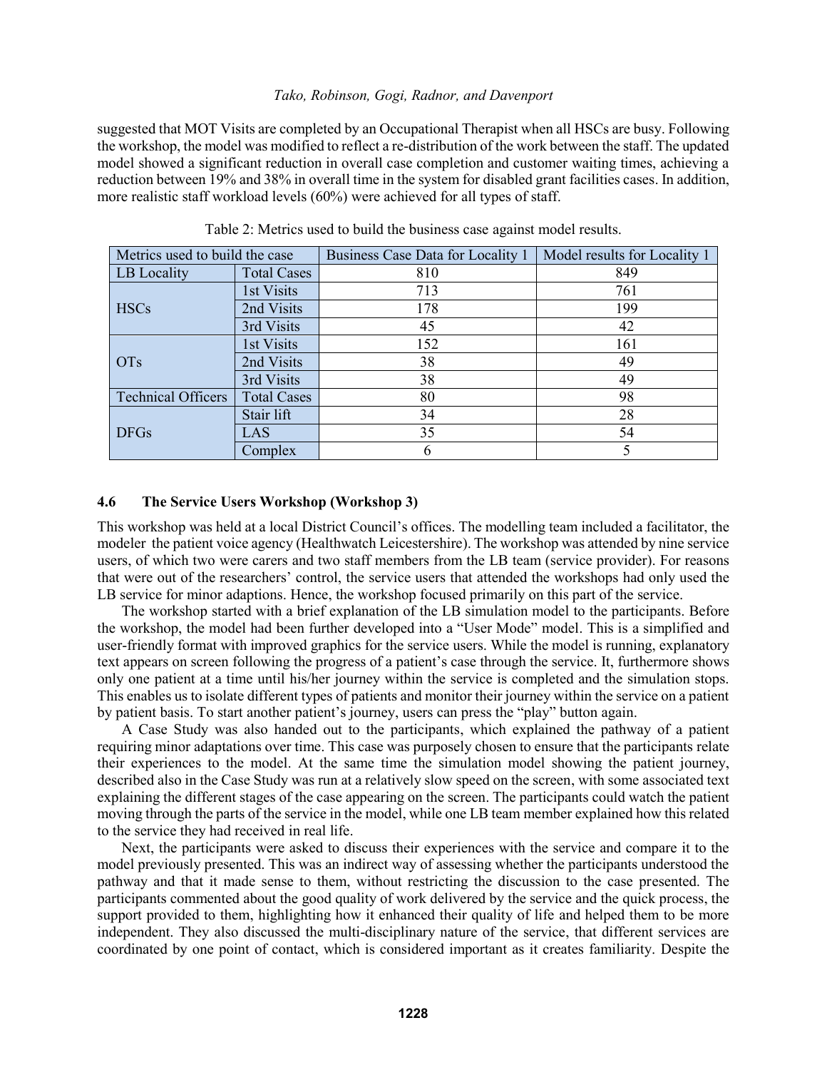suggested that MOT Visits are completed by an Occupational Therapist when all HSCs are busy. Following the workshop, the model was modified to reflect a re-distribution of the work between the staff. The updated model showed a significant reduction in overall case completion and customer waiting times, achieving a reduction between 19% and 38% in overall time in the system for disabled grant facilities cases. In addition, more realistic staff workload levels (60%) were achieved for all types of staff.

Table 2: Metrics used to build the business case against model results.

| Metrics used to build the case | | Business Case Data for Locality 1 | Model results for Locality 1 |
|---|---|---|---|
| LB Locality | Total Cases | 810 | 849 |
| HSCs | 1st Visits | 713 | 761 |
| | 2nd Visits | 178 | 199 |
| | 3rd Visits | 45 | 42 |
| OTs | 1st Visits | 152 | 161 |
| | 2nd Visits | 38 | 49 |
| | 3rd Visits | 38 | 49 |
| Technical Officers | Total Cases | 80 | 98 |
| DFGs | Stair lift | 34 | 28 |
| | LAS | 35 | 54 |
| | Complex | 6 | 5 |

### 4.6 The Service Users Workshop (Workshop 3)

This workshop was held at a local District Council's offices. The modelling team included a facilitator, the modeler the patient voice agency (Healthwatch Leicestershire). The workshop was attended by nine service users, of which two were carers and two staff members from the LB team (service provider). For reasons that were out of the researchers' control, the service users that attended the workshops had only used the LB service for minor adaptions. Hence, the workshop focused primarily on this part of the service.

The workshop started with a brief explanation of the LB simulation model to the participants. Before the workshop, the model had been further developed into a "User Mode" model. This is a simplified and user-friendly format with improved graphics for the service users. While the model is running, explanatory text appears on screen following the progress of a patient's case through the service. It, furthermore shows only one patient at a time until his/her journey within the service is completed and the simulation stops. This enables us to isolate different types of patients and monitor their journey within the service on a patient by patient basis. To start another patient's journey, users can press the "play" button again.

A Case Study was also handed out to the participants, which explained the pathway of a patient requiring minor adaptations over time. This case was purposely chosen to ensure that the participants relate their experiences to the model. At the same time the simulation model showing the patient journey, described also in the Case Study was run at a relatively slow speed on the screen, with some associated text explaining the different stages of the case appearing on the screen. The participants could watch the patient moving through the parts of the service in the model, while one LB team member explained how this related to the service they had received in real life.

Next, the participants were asked to discuss their experiences with the service and compare it to the model previously presented. This was an indirect way of assessing whether the participants understood the pathway and that it made sense to them, without restricting the discussion to the case presented. The participants commented about the good quality of work delivered by the service and the quick process, the support provided to them, highlighting how it enhanced their quality of life and helped them to be more independent. They also discussed the multi-disciplinary nature of the service, that different services are coordinated by one point of contact, which is considered important as it creates familiarity. Despite the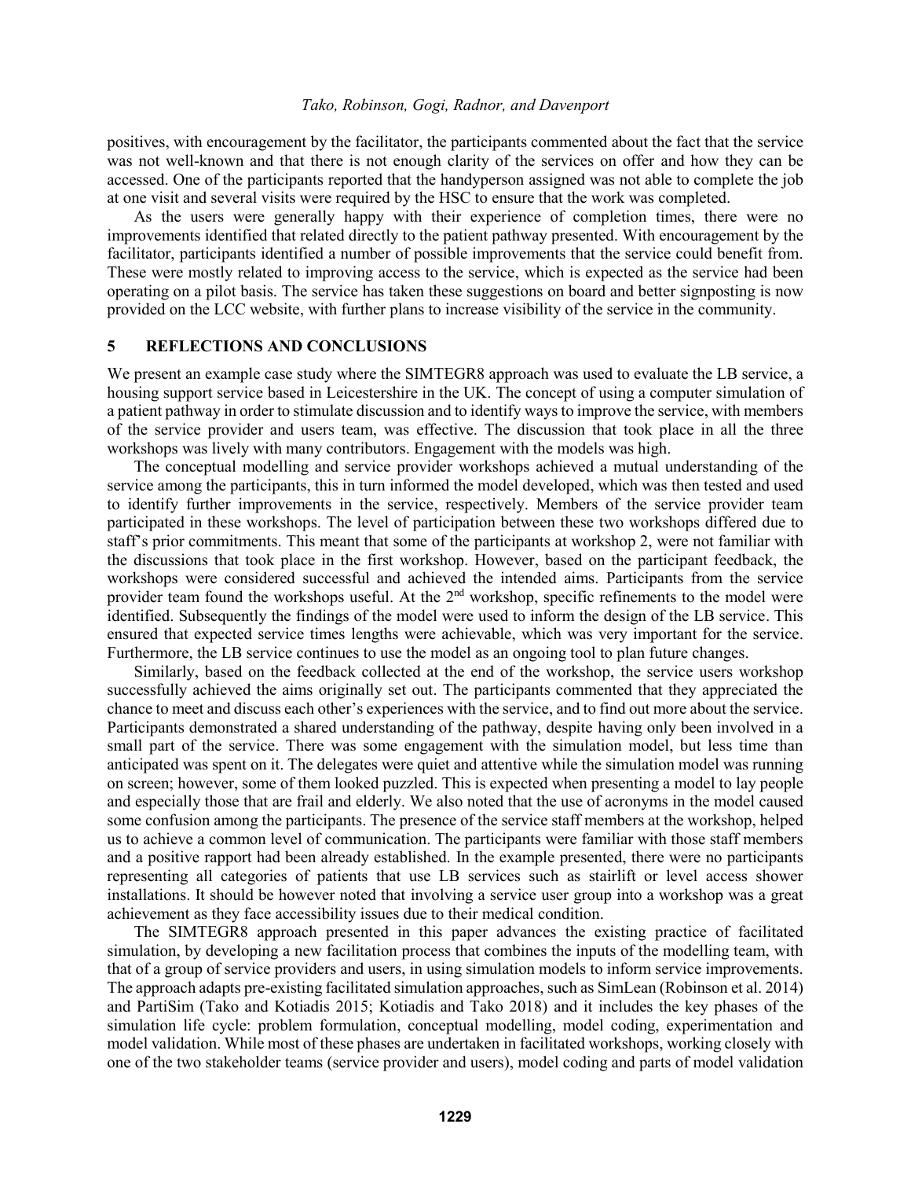positives, with encouragement by the facilitator, the participants commented about the fact that the service was not well-known and that there is not enough clarity of the services on offer and how they can be accessed. One of the participants reported that the handyperson assigned was not able to complete the job at one visit and several visits were required by the HSC to ensure that the work was completed.

As the users were generally happy with their experience of completion times, there were no improvements identified that related directly to the patient pathway presented. With encouragement by the facilitator, participants identified a number of possible improvements that the service could benefit from. These were mostly related to improving access to the service, which is expected as the service had been operating on a pilot basis. The service has taken these suggestions on board and better signposting is now provided on the LCC website, with further plans to increase visibility of the service in the community.

## 5 REFLECTIONS AND CONCLUSIONS

We present an example case study where the SIMTEGR8 approach was used to evaluate the LB service, a housing support service based in Leicestershire in the UK. The concept of using a computer simulation of a patient pathway in order to stimulate discussion and to identify ways to improve the service, with members of the service provider and users team, was effective. The discussion that took place in all the three workshops was lively with many contributors. Engagement with the models was high.

The conceptual modelling and service provider workshops achieved a mutual understanding of the service among the participants, this in turn informed the model developed, which was then tested and used to identify further improvements in the service, respectively. Members of the service provider team participated in these workshops. The level of participation between these two workshops differed due to staff's prior commitments. This meant that some of the participants at workshop 2, were not familiar with the discussions that took place in the first workshop. However, based on the participant feedback, the workshops were considered successful and achieved the intended aims. Participants from the service provider team found the workshops useful. At the 2nd workshop, specific refinements to the model were identified. Subsequently the findings of the model were used to inform the design of the LB service. This ensured that expected service times lengths were achievable, which was very important for the service. Furthermore, the LB service continues to use the model as an ongoing tool to plan future changes.

Similarly, based on the feedback collected at the end of the workshop, the service users workshop successfully achieved the aims originally set out. The participants commented that they appreciated the chance to meet and discuss each other's experiences with the service, and to find out more about the service. Participants demonstrated a shared understanding of the pathway, despite having only been involved in a small part of the service. There was some engagement with the simulation model, but less time than anticipated was spent on it. The delegates were quiet and attentive while the simulation model was running on screen; however, some of them looked puzzled. This is expected when presenting a model to lay people and especially those that are frail and elderly. We also noted that the use of acronyms in the model caused some confusion among the participants. The presence of the service staff members at the workshop, helped us to achieve a common level of communication. The participants were familiar with those staff members and a positive rapport had been already established. In the example presented, there were no participants representing all categories of patients that use LB services such as stairlift or level access shower installations. It should be however noted that involving a service user group into a workshop was a great achievement as they face accessibility issues due to their medical condition.

The SIMTEGR8 approach presented in this paper advances the existing practice of facilitated simulation, by developing a new facilitation process that combines the inputs of the modelling team, with that of a group of service providers and users, in using simulation models to inform service improvements. The approach adapts pre-existing facilitated simulation approaches, such as SimLean (Robinson et al. 2014) and PartiSim (Tako and Kotiadis 2015; Kotiadis and Tako 2018) and it includes the key phases of the simulation life cycle: problem formulation, conceptual modelling, model coding, experimentation and model validation. While most of these phases are undertaken in facilitated workshops, working closely with one of the two stakeholder teams (service provider and users), model coding and parts of model validation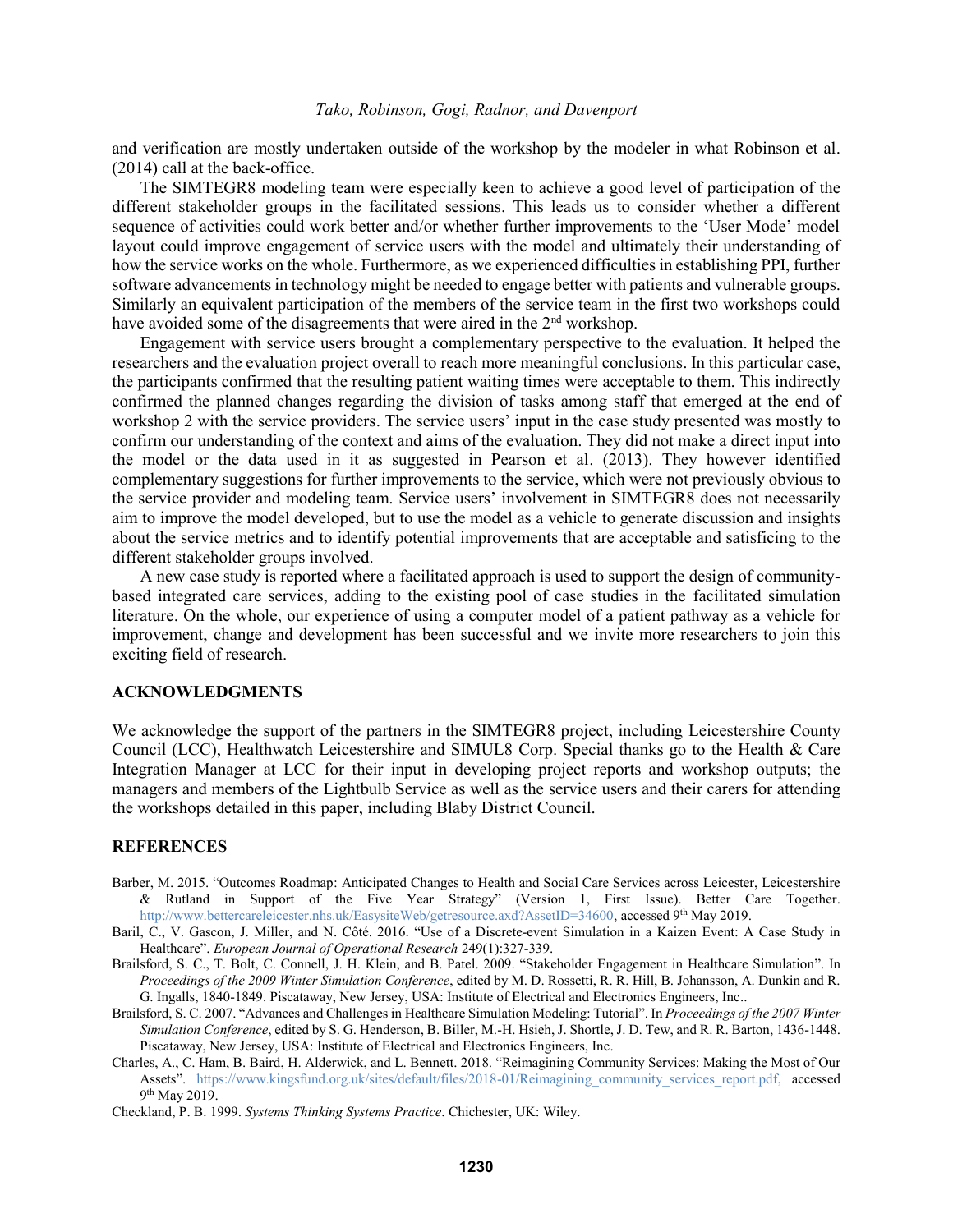and verification are mostly undertaken outside of the workshop by the modeler in what Robinson et al. (2014) call at the back-office.

The SIMTEGR8 modeling team were especially keen to achieve a good level of participation of the different stakeholder groups in the facilitated sessions. This leads us to consider whether a different sequence of activities could work better and/or whether further improvements to the 'User Mode' model layout could improve engagement of service users with the model and ultimately their understanding of how the service works on the whole. Furthermore, as we experienced difficulties in establishing PPI, further software advancements in technology might be needed to engage better with patients and vulnerable groups. Similarly an equivalent participation of the members of the service team in the first two workshops could have avoided some of the disagreements that were aired in the 2nd workshop.

Engagement with service users brought a complementary perspective to the evaluation. It helped the researchers and the evaluation project overall to reach more meaningful conclusions. In this particular case, the participants confirmed that the resulting patient waiting times were acceptable to them. This indirectly confirmed the planned changes regarding the division of tasks among staff that emerged at the end of workshop 2 with the service providers. The service users' input in the case study presented was mostly to confirm our understanding of the context and aims of the evaluation. They did not make a direct input into the model or the data used in it as suggested in Pearson et al. (2013). They however identified complementary suggestions for further improvements to the service, which were not previously obvious to the service provider and modeling team. Service users' involvement in SIMTEGR8 does not necessarily aim to improve the model developed, but to use the model as a vehicle to generate discussion and insights about the service metrics and to identify potential improvements that are acceptable and satisficing to the different stakeholder groups involved.

A new case study is reported where a facilitated approach is used to support the design of community-based integrated care services, adding to the existing pool of case studies in the facilitated simulation literature. On the whole, our experience of using a computer model of a patient pathway as a vehicle for improvement, change and development has been successful and we invite more researchers to join this exciting field of research.

## ACKNOWLEDGMENTS

We acknowledge the support of the partners in the SIMTEGR8 project, including Leicestershire County Council (LCC), Healthwatch Leicestershire and SIMUL8 Corp. Special thanks go to the Health & Care Integration Manager at LCC for their input in developing project reports and workshop outputs; the managers and members of the Lightbulb Service as well as the service users and their carers for attending the workshops detailed in this paper, including Blaby District Council.

## REFERENCES

Barber, M. 2015. "Outcomes Roadmap: Anticipated Changes to Health and Social Care Services across Leicester, Leicestershire & Rutland in Support of the Five Year Strategy" (Version 1, First Issue). Better Care Together. http://www.bettercareleicester.nhs.uk/EasysiteWeb/getresource.axd?AssetID=34600, accessed 9th May 2019.

Baril, C., V. Gascon, J. Miller, and N. Côté. 2016. "Use of a Discrete-event Simulation in a Kaizen Event: A Case Study in Healthcare". *European Journal of Operational Research* 249(1):327-339.

Brailsford, S. C., T. Bolt, C. Connell, J. H. Klein, and B. Patel. 2009. "Stakeholder Engagement in Healthcare Simulation". In *Proceedings of the 2009 Winter Simulation Conference*, edited by M. D. Rossetti, R. R. Hill, B. Johansson, A. Dunkin and R. G. Ingalls, 1840-1849. Piscataway, New Jersey, USA: Institute of Electrical and Electronics Engineers, Inc..

Brailsford, S. C. 2007. "Advances and Challenges in Healthcare Simulation Modeling: Tutorial". In *Proceedings of the 2007 Winter Simulation Conference*, edited by S. G. Henderson, B. Biller, M.-H. Hsieh, J. Shortle, J. D. Tew, and R. R. Barton, 1436-1448. Piscataway, New Jersey, USA: Institute of Electrical and Electronics Engineers, Inc.

Charles, A., C. Ham, B. Baird, H. Alderwick, and L. Bennett. 2018. "Reimagining Community Services: Making the Most of Our Assets". https://www.kingsfund.org.uk/sites/default/files/2018-01/Reimagining_community_services_report.pdf, accessed 9th May 2019.

Checkland, P. B. 1999. *Systems Thinking Systems Practice*. Chichester, UK: Wiley.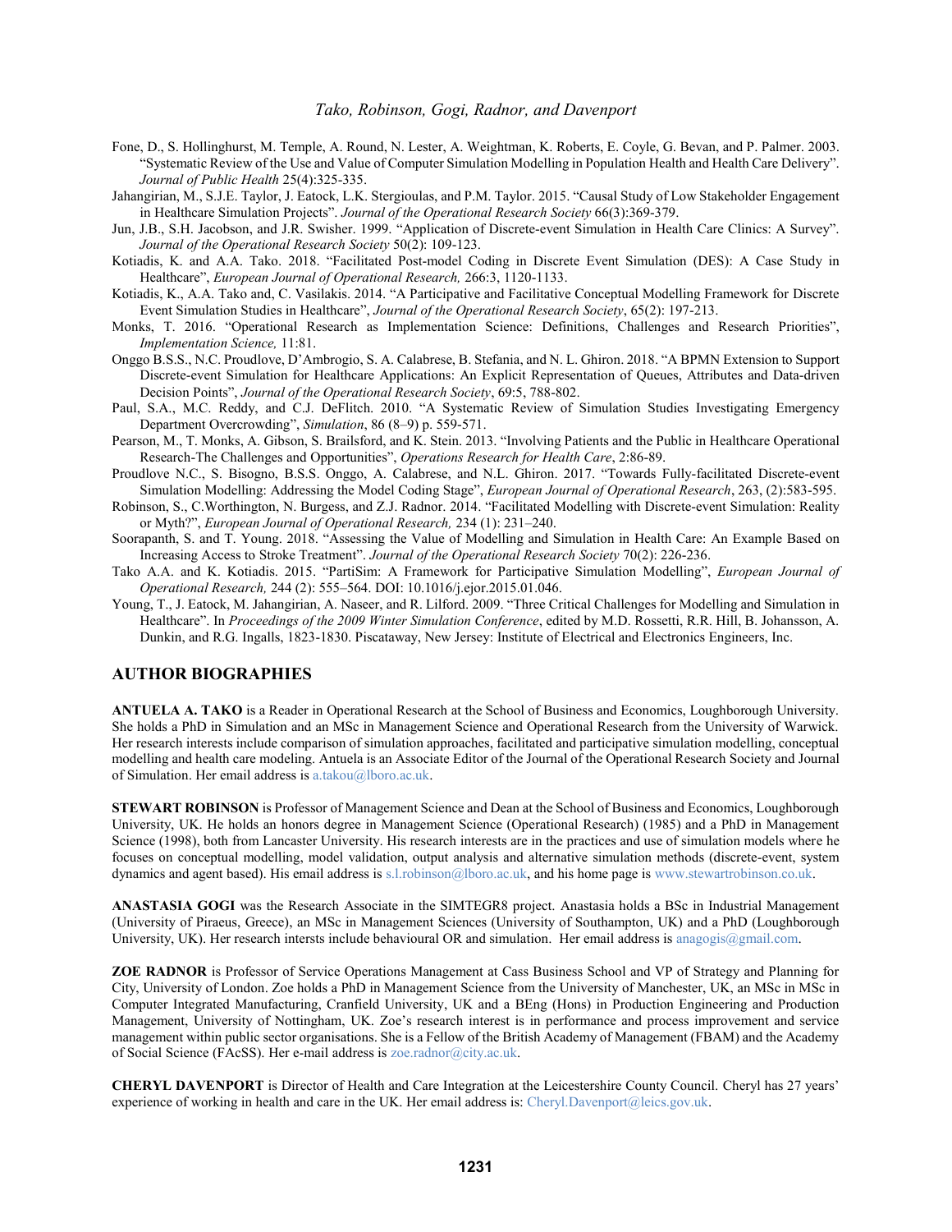Fone, D., S. Hollinghurst, M. Temple, A. Round, N. Lester, A. Weightman, K. Roberts, E. Coyle, G. Bevan, and P. Palmer. 2003. "Systematic Review of the Use and Value of Computer Simulation Modelling in Population Health and Health Care Delivery". *Journal of Public Health* 25(4):325-335.

Jahangirian, M., S.J.E. Taylor, J. Eatock, L.K. Stergioulas, and P.M. Taylor. 2015. "Causal Study of Low Stakeholder Engagement in Healthcare Simulation Projects". *Journal of the Operational Research Society* 66(3):369-379.

Jun, J.B., S.H. Jacobson, and J.R. Swisher. 1999. "Application of Discrete-event Simulation in Health Care Clinics: A Survey". *Journal of the Operational Research Society* 50(2): 109-123.

Kotiadis, K. and A.A. Tako. 2018. "Facilitated Post-model Coding in Discrete Event Simulation (DES): A Case Study in Healthcare", *European Journal of Operational Research,* 266:3, 1120-1133.

Kotiadis, K., A.A. Tako and, C. Vasilakis. 2014. "A Participative and Facilitative Conceptual Modelling Framework for Discrete Event Simulation Studies in Healthcare", *Journal of the Operational Research Society*, 65(2): 197-213.

Monks, T. 2016. "Operational Research as Implementation Science: Definitions, Challenges and Research Priorities", *Implementation Science,* 11:81.

Onggo B.S.S., N.C. Proudlove, D'Ambrogio, S. A. Calabrese, B. Stefania, and N. L. Ghiron. 2018. "A BPMN Extension to Support Discrete-event Simulation for Healthcare Applications: An Explicit Representation of Queues, Attributes and Data-driven Decision Points", *Journal of the Operational Research Society*, 69:5, 788-802.

Paul, S.A., M.C. Reddy, and C.J. DeFlitch. 2010. "A Systematic Review of Simulation Studies Investigating Emergency Department Overcrowding", *Simulation*, 86 (8–9) p. 559-571.

Pearson, M., T. Monks, A. Gibson, S. Brailsford, and K. Stein. 2013. "Involving Patients and the Public in Healthcare Operational Research-The Challenges and Opportunities", *Operations Research for Health Care*, 2:86-89.

Proudlove N.C., S. Bisogno, B.S.S. Onggo, A. Calabrese, and N.L. Ghiron. 2017. "Towards Fully-facilitated Discrete-event Simulation Modelling: Addressing the Model Coding Stage", *European Journal of Operational Research*, 263, (2):583-595.

Robinson, S., C.Worthington, N. Burgess, and Z.J. Radnor. 2014. "Facilitated Modelling with Discrete-event Simulation: Reality or Myth?", *European Journal of Operational Research,* 234 (1): 231–240.

Soorapanth, S. and T. Young. 2018. "Assessing the Value of Modelling and Simulation in Health Care: An Example Based on Increasing Access to Stroke Treatment". *Journal of the Operational Research Society* 70(2): 226-236.

Tako A.A. and K. Kotiadis. 2015. "PartiSim: A Framework for Participative Simulation Modelling", *European Journal of Operational Research,* 244 (2): 555–564. DOI: 10.1016/j.ejor.2015.01.046.

Young, T., J. Eatock, M. Jahangirian, A. Naseer, and R. Lilford. 2009. "Three Crictical Challenges for Modelling and Simulation in Healthcare". In *Proceedings of the 2009 Winter Simulation Conference*, edited by M.D. Rossetti, R.R. Hill, B. Johansson, A. Dunkin, and R.G. Ingalls, 1823-1830. Piscataway, New Jersey: Institute of Electrical and Electronics Engineers, Inc.

## AUTHOR BIOGRAPHIES

**ANTUELA A. TAKO** is a Reader in Operational Research at the School of Business and Economics, Loughborough University. She holds a PhD in Simulation and an MSc in Management Science and Operational Research from the University of Warwick. Her research interests include comparison of simulation approaches, facilitated and participative simulation modelling, conceptual modelling and health care modeling. Antuela is an Associate Editor of the Journal of the Operational Research Society and Journal of Simulation. Her email address is a.takou@lboro.ac.uk.

**STEWART ROBINSON** is Professor of Management Science and Dean at the School of Business and Economics, Loughborough University, UK. He holds an honors degree in Management Science (Operational Research) (1985) and a PhD in Management Science (1998), both from Lancaster University. His research interests are in the practices and use of simulation models where he focuses on conceptual modelling, model validation, output analysis and alternative simulation methods (discrete-event, system dynamics and agent based). His email address is s.l.robinson@lboro.ac.uk, and his home page is www.stewartrobinson.co.uk.

**ANASTASIA GOGI** was the Research Associate in the SIMTEGR8 project. Anastasia holds a BSc in Industrial Management (University of Piraeus, Greece), an MSc in Management Sciences (University of Southampton, UK) and a PhD (Loughborough University, UK). Her research intersts include behavioural OR and simulation. Her email address is anagogis@gmail.com.

**ZOE RADNOR** is Professor of Service Operations Management at Cass Business School and VP of Strategy and Planning for City, University of London. Zoe holds a PhD in Management Science from the University of Manchester, UK, an MSc in MSc in Computer Integrated Manufacturing, Cranfield University, UK and a BEng (Hons) in Production Engineering and Production Management, University of Nottingham, UK. Zoe's research interest is in performance and process improvement and service management within public sector organisations. She is a Fellow of the British Academy of Management (FBAM) and the Academy of Social Science (FAcSS). Her e-mail address is zoe.radnor@city.ac.uk.

**CHERYL DAVENPORT** is Director of Health and Care Integration at the Leicestershire County Council. Cheryl has 27 years' experience of working in health and care in the UK. Her email address is: Cheryl.Davenport@leics.gov.uk.